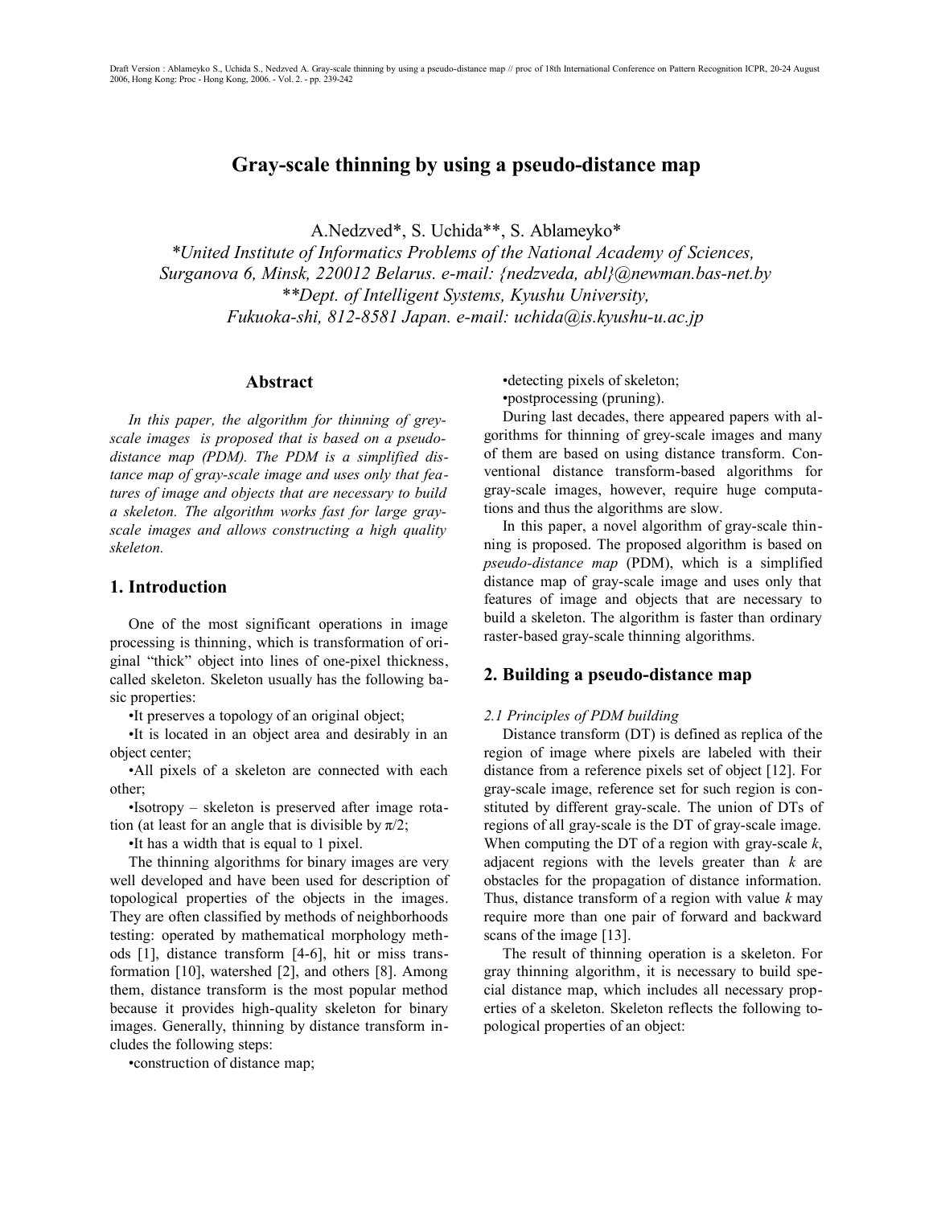Draft Version : Ablameyko S., Uchida S., Nedzved A. Gray-scale thinning by using a pseudo-distance map // proc of 18th International Conference on Pattern Recognition ICPR, 20-24 August 2006, Hong Kong: Proc - Hong Kong, 2006. - Vol. 2. - pp. 239-242

# Gray-scale thinning by using a pseudo-distance map

A.Nedzved*, S. Uchida**, S. Ablameyko*

*\*United Institute of Informatics Problems of the National Academy of Sciences, Surganova 6, Minsk, 220012 Belarus. e-mail: {nedzveda, abl}@newman.bas-net.by*

*\*\*Dept. of Intelligent Systems, Kyushu University, Fukuoka-shi, 812-8581 Japan. e-mail: uchida@is.kyushu-u.ac.jp*

## Abstract

*In this paper, the algorithm for thinning of grey-scale images is proposed that is based on a pseudo-distance map (PDM). The PDM is a simplified distance map of gray-scale image and uses only that features of image and objects that are necessary to build a skeleton. The algorithm works fast for large gray-scale images and allows constructing a high quality skeleton.*

## 1. Introduction

One of the most significant operations in image processing is thinning, which is transformation of original "thick" object into lines of one-pixel thickness, called skeleton. Skeleton usually has the following basic properties:

- It preserves a topology of an original object;
- It is located in an object area and desirably in an object center;
- All pixels of a skeleton are connected with each other;
- Isotropy – skeleton is preserved after image rotation (at least for an angle that is divisible by $\pi/2$;
- It has a width that is equal to 1 pixel.

The thinning algorithms for binary images are very well developed and have been used for description of topological properties of the objects in the images. They are often classified by methods of neighborhoods testing: operated by mathematical morphology methods [1], distance transform [4-6], hit or miss transformation [10], watershed [2], and others [8]. Among them, distance transform is the most popular method because it provides high-quality skeleton for binary images. Generally, thinning by distance transform includes the following steps:

- construction of distance map;
- detecting pixels of skeleton;
- postprocessing (pruning).

During last decades, there appeared papers with algorithms for thinning of grey-scale images and many of them are based on using distance transform. Conventional distance transform-based algorithms for gray-scale images, however, require huge computations and thus the algorithms are slow.

In this paper, a novel algorithm of gray-scale thinning is proposed. The proposed algorithm is based on *pseudo-distance map* (PDM), which is a simplified distance map of gray-scale image and uses only that features of image and objects that are necessary to build a skeleton. The algorithm is faster than ordinary raster-based gray-scale thinning algorithms.

## 2. Building a pseudo-distance map

*2.1 Principles of PDM building*

Distance transform (DT) is defined as replica of the region of image where pixels are labeled with their distance from a reference pixels set of object [12]. For gray-scale image, reference set for such region is constituted by different gray-scale. The union of DTs of regions of all gray-scale is the DT of gray-scale image. When computing the DT of a region with gray-scale $k$, adjacent regions with the levels greater than $k$ are obstacles for the propagation of distance information. Thus, distance transform of a region with value $k$ may require more than one pair of forward and backward scans of the image [13].

The result of thinning operation is a skeleton. For gray thinning algorithm, it is necessary to build special distance map, which includes all necessary properties of a skeleton. Skeleton reflects the following topological properties of an object: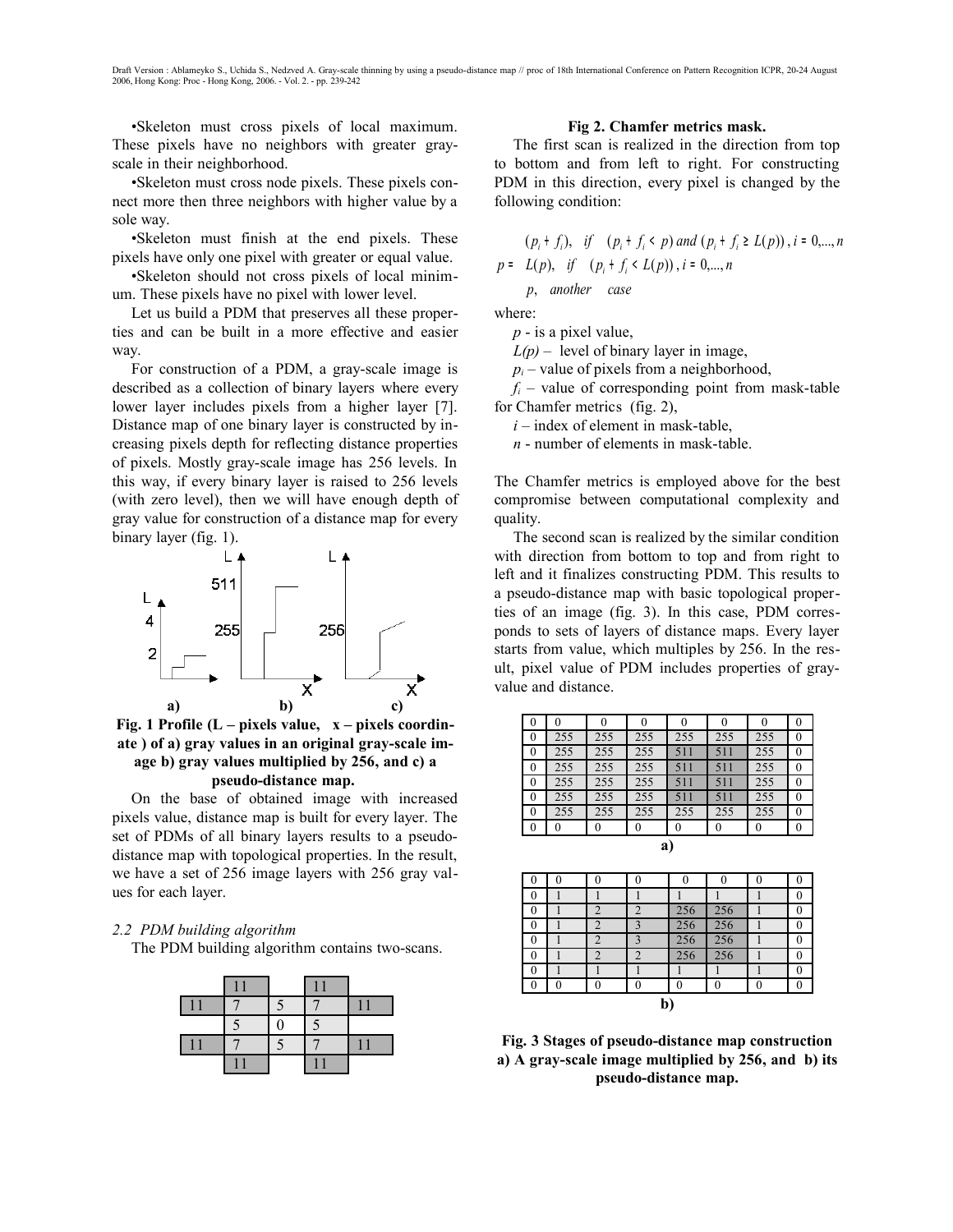•Skeleton must cross pixels of local maximum. These pixels have no neighbors with greater gray-scale in their neighborhood.

•Skeleton must cross node pixels. These pixels connect more then three neighbors with higher value by a sole way.

•Skeleton must finish at the end pixels. These pixels have only one pixel with greater or equal value.

•Skeleton should not cross pixels of local minimum. These pixels have no pixel with lower level.

Let us build a PDM that preserves all these properties and can be built in a more effective and easier way.

For construction of a PDM, a gray-scale image is described as a collection of binary layers where every lower layer includes pixels from a higher layer [7]. Distance map of one binary layer is constructed by increasing pixels depth for reflecting distance properties of pixels. Mostly gray-scale image has 256 levels. In this way, if every binary layer is raised to 256 levels (with zero level), then we will have enough depth of gray value for construction of a distance map for every binary layer (fig. 1).

**Fig. 1 Profile (L – pixels value, x – pixels coordinate ) of a) gray values in an original gray-scale image b) gray values multiplied by 256, and c) a pseudo-distance map.**

On the base of obtained image with increased pixels value, distance map is built for every layer. The set of PDMs of all binary layers results to a pseudo-distance map with topological properties. In the result, we have a set of 256 image layers with 256 gray values for each layer.

### 2.2 PDM building algorithm

The PDM building algorithm contains two-scans.

| | 11 | | 11 | |
|---|---|---|---|---|
| 11 | 7 | 5 | 7 | 11 |
| | 5 | 0 | 5 | |
| 11 | 7 | 5 | 7 | 11 |
| | 11 | | 11 | |

**Fig 2. Chamfer metrics mask.**

The first scan is realized in the direction from top to bottom and from left to right. For constructing PDM in this direction, every pixel is changed by the following condition:

$$p = \begin{cases} (p_i + f_i), & \text{if} \quad (p_i + f_i < p) \text{ and } (p_i + f_i \geq L(p)),\ i = 0,...,n \\ L(p), & \text{if} \quad (p_i + f_i < L(p)),\ i = 0,...,n \\ p, & \text{another case} \end{cases}$$

where:

$p$ - is a pixel value,

$L(p)$ – level of binary layer in image,

$p_i$ – value of pixels from a neighborhood,

$f_i$ – value of corresponding point from mask-table for Chamfer metrics (fig. 2),

$i$ – index of element in mask-table,

$n$ - number of elements in mask-table.

The Chamfer metrics is employed above for the best compromise between computational complexity and quality.

The second scan is realized by the similar condition with direction from bottom to top and from right to left and it finalizes constructing PDM. This results to a pseudo-distance map with basic topological properties of an image (fig. 3). In this case, PDM corresponds to sets of layers of distance maps. Every layer starts from value, which multiples by 256. In the result, pixel value of PDM includes properties of gray-value and distance.

| | | | | | | | |
|---|---|---|---|---|---|---|---|
| 0 | 0 | 0 | 0 | 0 | 0 | 0 | 0 |
| 0 | 255 | 255 | 255 | 255 | 255 | 255 | 0 |
| 0 | 255 | 255 | 255 | 511 | 511 | 255 | 0 |
| 0 | 255 | 255 | 255 | 511 | 511 | 255 | 0 |
| 0 | 255 | 255 | 255 | 511 | 511 | 255 | 0 |
| 0 | 255 | 255 | 255 | 511 | 511 | 255 | 0 |
| 0 | 255 | 255 | 255 | 255 | 255 | 255 | 0 |
| 0 | 0 | 0 | 0 | 0 | 0 | 0 | 0 |

**a)**

| | | | | | | | |
|---|---|---|---|---|---|---|---|
| 0 | 0 | 0 | 0 | 0 | 0 | 0 | 0 |
| 0 | 1 | 1 | 1 | 1 | 1 | 1 | 0 |
| 0 | 1 | 2 | 2 | 256 | 256 | 1 | 0 |
| 0 | 1 | 2 | 3 | 256 | 256 | 1 | 0 |
| 0 | 1 | 2 | 3 | 256 | 256 | 1 | 0 |
| 0 | 1 | 2 | 2 | 256 | 256 | 1 | 0 |
| 0 | 1 | 1 | 1 | 1 | 1 | 1 | 0 |
| 0 | 0 | 0 | 0 | 0 | 0 | 0 | 0 |

**b)**

**Fig. 3 Stages of pseudo-distance map construction a) A gray-scale image multiplied by 256, and b) its pseudo-distance map.**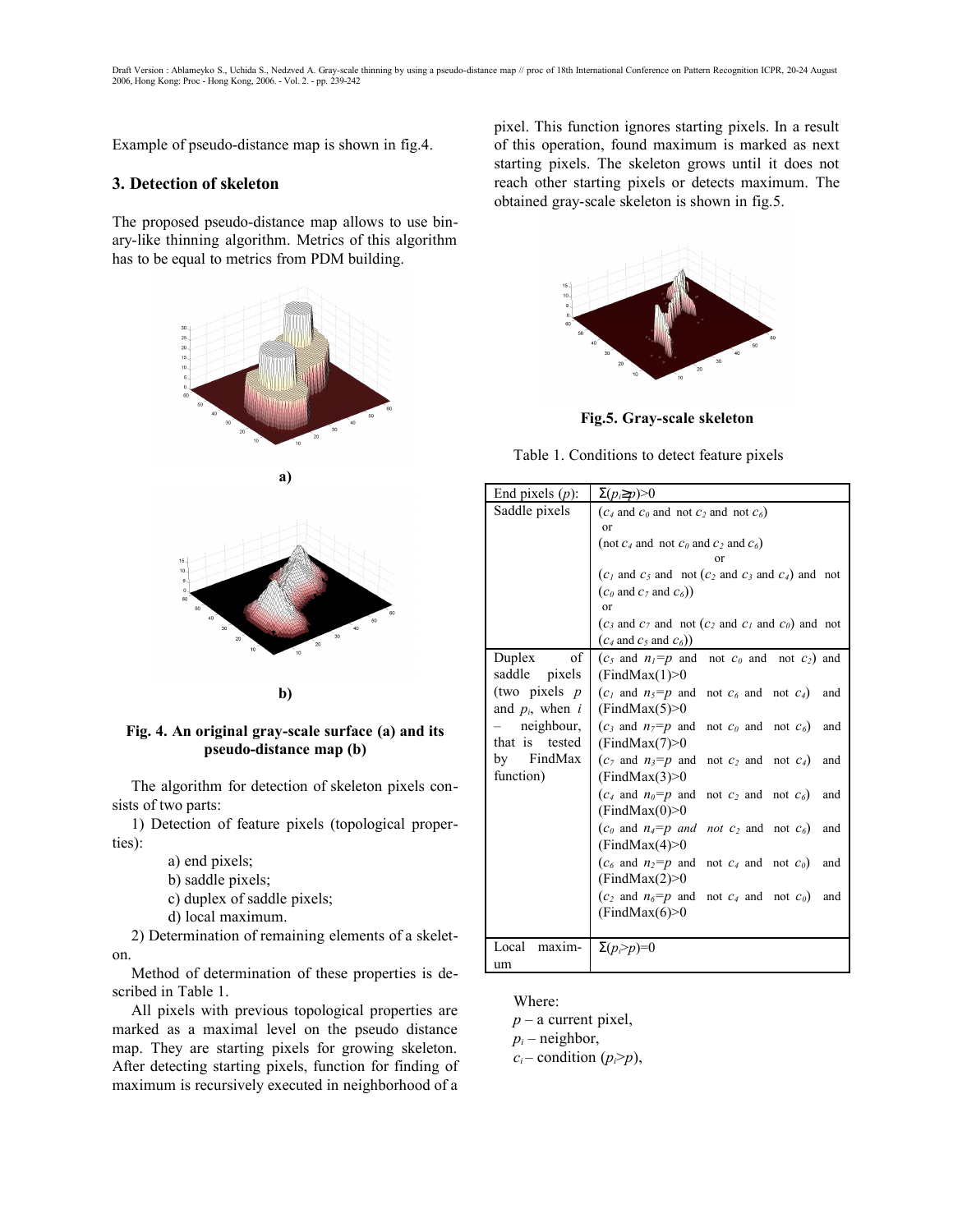Example of pseudo-distance map is shown in fig.4.

## 3. Detection of skeleton

The proposed pseudo-distance map allows to use binary-like thinning algorithm. Metrics of this algorithm has to be equal to metrics from PDM building.

**a)**

**b)**

**Fig. 4. An original gray-scale surface (a) and its pseudo-distance map (b)**

The algorithm for detection of skeleton pixels consists of two parts:

1) Detection of feature pixels (topological properties):

- a) end pixels;
- b) saddle pixels;
- c) duplex of saddle pixels;
- d) local maximum.

2) Determination of remaining elements of a skeleton.

Method of determination of these properties is described in Table 1.

All pixels with previous topological properties are marked as a maximal level on the pseudo distance map. They are starting pixels for growing skeleton. After detecting starting pixels, function for finding of maximum is recursively executed in neighborhood of a pixel. This function ignores starting pixels. In a result of this operation, found maximum is marked as next starting pixels. The skeleton grows until it does not reach other starting pixels or detects maximum. The obtained gray-scale skeleton is shown in fig.5.

**Fig.5. Gray-scale skeleton**

Table 1. Conditions to detect feature pixels

| | |
|---|---|
| End pixels ($p$): | $\Sigma(p_i \geq p) > 0$ |
| Saddle pixels | ($c_4$ and $c_0$ and not $c_2$ and not $c_6$) or (not $c_4$ and not $c_0$ and $c_2$ and $c_6$) or ($c_1$ and $c_5$ and not ($c_2$ and $c_3$ and $c_4$) and not ($c_0$ and $c_7$ and $c_6$)) or ($c_3$ and $c_7$ and not ($c_2$ and $c_1$ and $c_0$) and not ($c_4$ and $c_5$ and $c_6$)) |
| Duplex of saddle pixels (two pixels $p$ and $p_i$, when $i$ – neighbour, that is tested by FindMax function) | ($c_5$ and $n_1 = p$ and not $c_0$ and not $c_2$) and (FindMax(1)>0 <br> ($c_1$ and $n_5 = p$ and not $c_6$ and not $c_4$) and (FindMax(5)>0 <br> ($c_3$ and $n_7 = p$ and not $c_0$ and not $c_6$) and (FindMax(7)>0 <br> ($c_7$ and $n_3 = p$ and not $c_2$ and not $c_4$) and (FindMax(3)>0 <br> ($c_4$ and $n_0 = p$ and not $c_2$ and not $c_6$) and (FindMax(0)>0 <br> ($c_0$ and $n_4 = p$ *and not* $c_2$ and not $c_6$) and (FindMax(4)>0 <br> ($c_6$ and $n_2 = p$ and not $c_4$ and not $c_0$) and (FindMax(2)>0 <br> ($c_2$ and $n_6 = p$ and not $c_4$ and not $c_0$) and (FindMax(6)>0 |
| Local maximum | $\Sigma(p_i > p) = 0$ |

Where:
$p$ – a current pixel,
$p_i$ – neighbor,
$c_i$ – condition ($p_i > p$),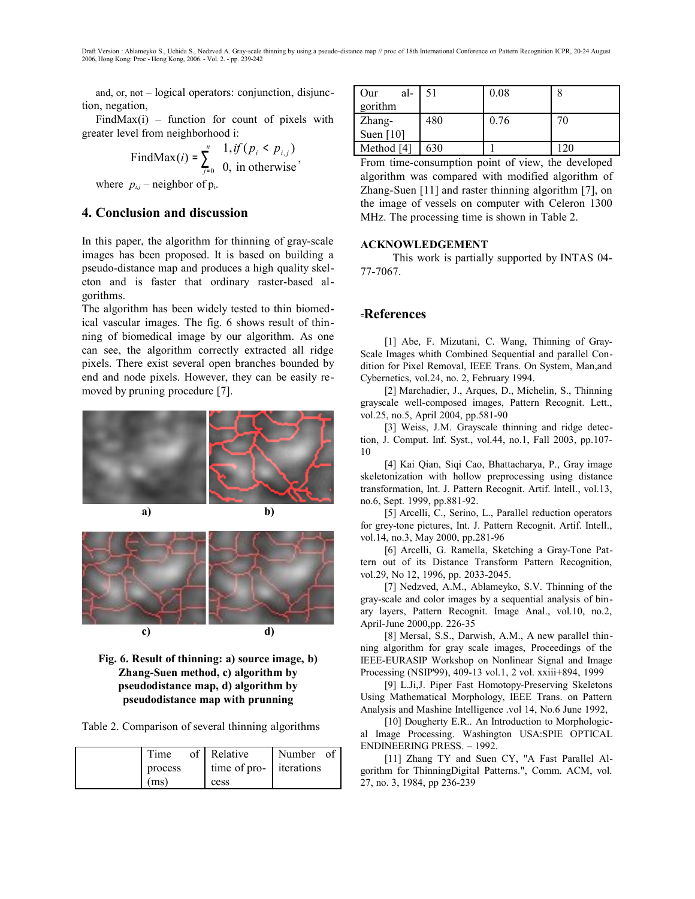and, or, not – logical operators: conjunction, disjunction, negation,

FindMax(i) – function for count of pixels with greater level from neighborhood i:

$$\text{FindMax}(i) = \sum_{j=0}^{n} \begin{cases} 1, if\,(p_i < p_{i,j}) \\ 0, \text{ in otherwise} \end{cases},$$

where $p_{i,j}$ – neighbor of $p_i$.

## 4. Conclusion and discussion

In this paper, the algorithm for thinning of gray-scale images has been proposed. It is based on building a pseudo-distance map and produces a high quality skeleton and is faster that ordinary raster-based algorithms.

The algorithm has been widely tested to thin biomedical vascular images. The fig. 6 shows result of thinning of biomedical image by our algorithm. As one can see, the algorithm correctly extracted all ridge pixels. There exist several open branches bounded by end and node pixels. However, they can be easily removed by pruning procedure [7].

**Fig. 6. Result of thinning: a) source image, b) Zhang-Suen method, c) algorithm by pseudodistance map, d) algorithm by pseudodistance map with prunning**

Table 2. Comparison of several thinning algorithms

| | Time of process (ms) | Relative time of process | Number of iterations |
|---|---|---|---|
| Our algorithm | 51 | 0.08 | 8 |
| Zhang-Suen [10] | 480 | 0.76 | 70 |
| Method [4] | 630 | 1 | 120 |

From time-consumption point of view, the developed algorithm was compared with modified algorithm of Zhang-Suen [11] and raster thinning algorithm [7], on the image of vessels on computer with Celeron 1300 MHz. The processing time is shown in Table 2.

## ACKNOWLEDGEMENT

This work is partially supported by INTAS 04-77-7067.

## References

[1] Abe, F. Mizutani, C. Wang, Thinning of Gray-Scale Images whith Combined Sequential and parallel Condition for Pixel Removal, IEEE Trans. On System, Man,and Cybernetics, vol.24, no. 2, February 1994.

[2] Marchadier, J., Arques, D., Michelin, S., Thinning grayscale well-composed images, Pattern Recognit. Lett., vol.25, no.5, April 2004, pp.581-90

[3] Weiss, J.M. Grayscale thinning and ridge detection, J. Comput. Inf. Syst., vol.44, no.1, Fall 2003, pp.107-10

[4] Kai Qian, Siqi Cao, Bhattacharya, P., Gray image skeletonization with hollow preprocessing using distance transformation, Int. J. Pattern Recognit. Artif. Intell., vol.13, no.6, Sept. 1999, pp.881-92.

[5] Arcelli, C., Serino, L., Parallel reduction operators for grey-tone pictures, Int. J. Pattern Recognit. Artif. Intell., vol.14, no.3, May 2000, pp.281-96

[6] Arcelli, G. Ramella, Sketching a Gray-Tone Pattern out of its Distance Transform Pattern Recognition, vol.29, No 12, 1996, pp. 2033-2045.

[7] Nedzved, A.M., Ablameyko, S.V. Thinning of the gray-scale and color images by a sequential analysis of binary layers, Pattern Recognit. Image Anal., vol.10, no.2, April-June 2000,pp. 226-35

[8] Mersal, S.S., Darwish, A.M., A new parallel thinning algorithm for gray scale images, Proceedings of the IEEE-EURASIP Workshop on Nonlinear Signal and Image Processing (NSIP'99), 409-13 vol.1, 2 vol. xxiii+894, 1999

[9] L.Ji,J. Piper Fast Homotopy-Preserving Skeletons Using Mathematical Morphology, IEEE Trans. on Pattern Analysis and Mashine Intelligence .vol 14, No.6 June 1992,

[10] Dougherty E.R.. An Introduction to Morphological Image Processing. Washington USA:SPIE OPTICAL ENDINEERING PRESS. – 1992.

[11] Zhang TY and Suen CY, "A Fast Parallel Algorithm for ThinningDigital Patterns.", Comm. ACM, vol. 27, no. 3, 1984, pp 236-239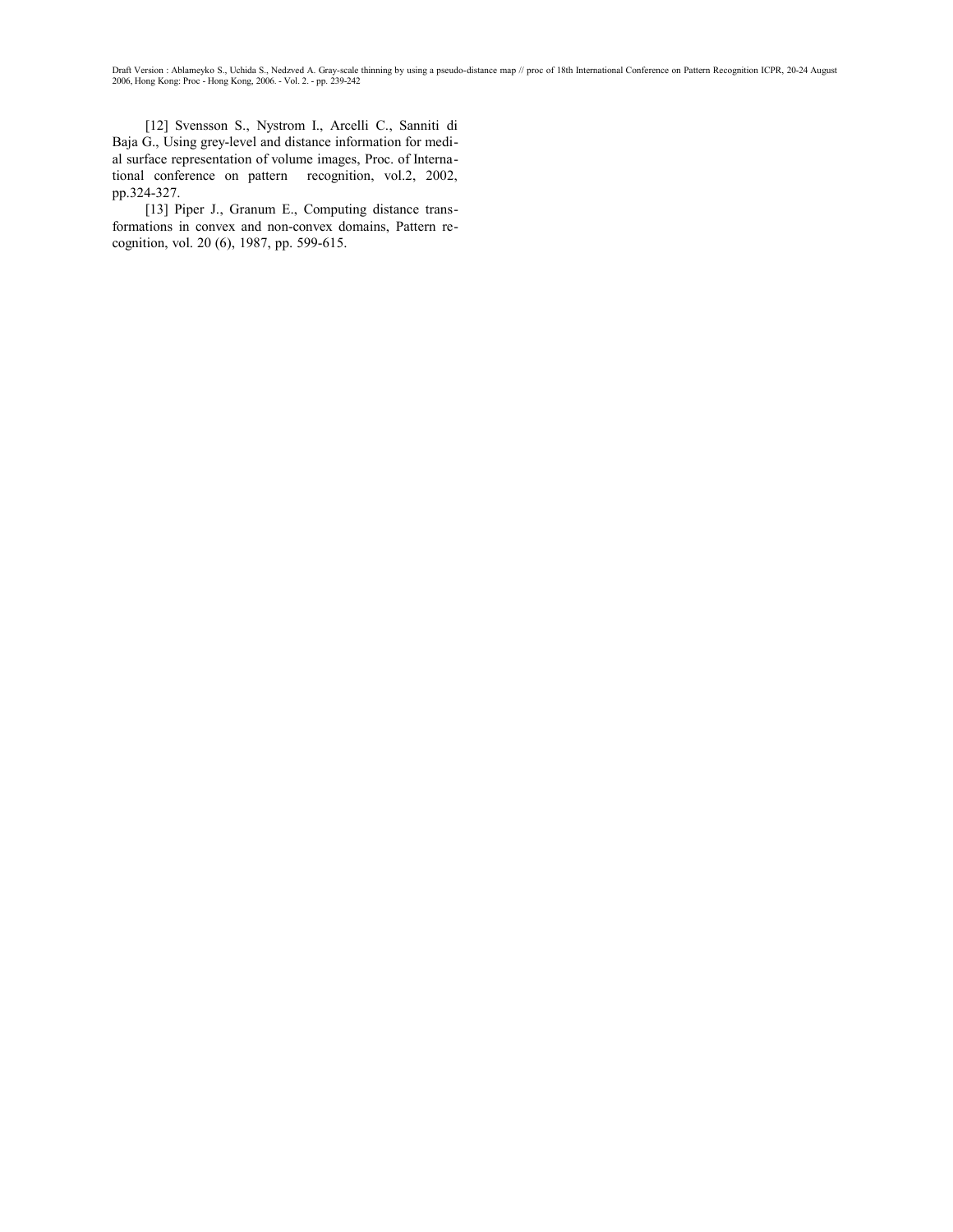[12] Svensson S., Nystrom I., Arcelli C., Sanniti di Baja G., Using grey-level and distance information for medial surface representation of volume images, Proc. of International conference on pattern recognition, vol.2, 2002, pp.324-327.

[13] Piper J., Granum E., Computing distance transformations in convex and non-convex domains, Pattern recognition, vol. 20 (6), 1987, pp. 599-615.